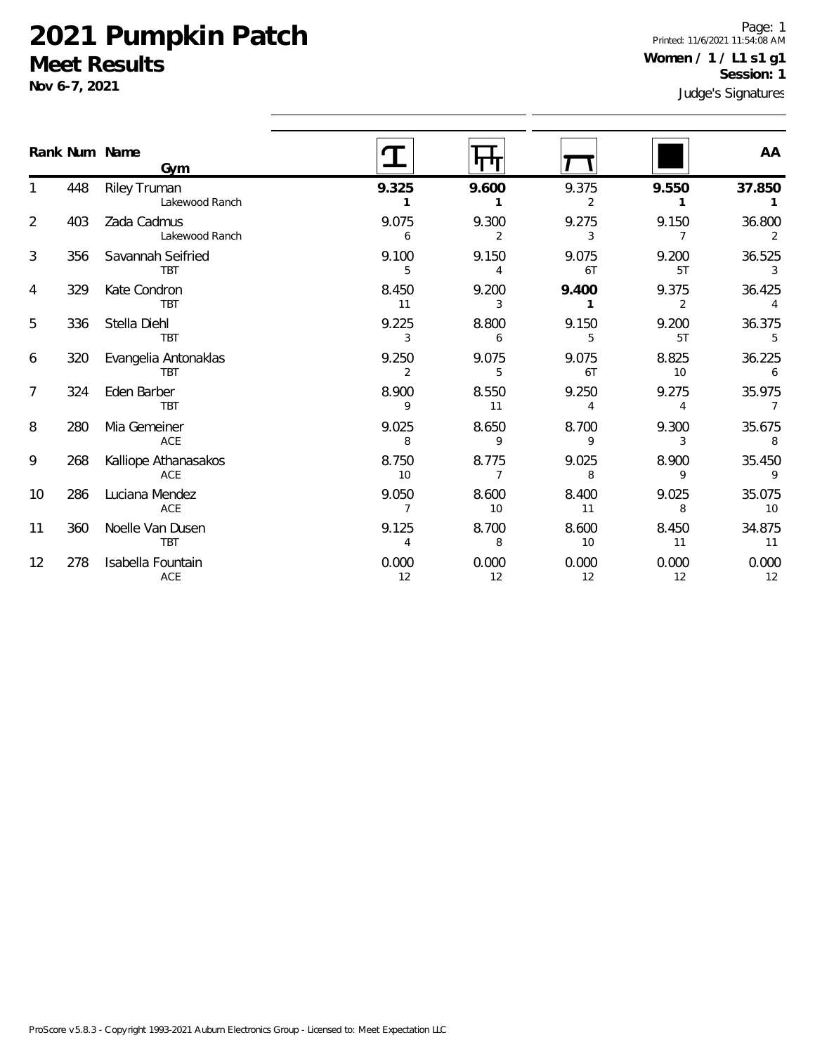# 2021 Pumpkin Patch

## Meet Results

**Nov 6-7, 2021**

Page: 1
Printed: 11/6/2021 11:54:08 AM

**Women / 1 / L1 s1 g1**
**Session: 1**

Judge's Signatures

| Rank | Num | Name / Gym | Vault | Bars | Beam | Floor | AA |
|---|---|---|---|---|---|---|---|
| 1 | 448 | Riley Truman<br>Lakewood Ranch | **9.325**<br>**1** | **9.600**<br>**1** | 9.375<br>2 | **9.550**<br>**1** | **37.850**<br>**1** |
| 2 | 403 | Zada Cadmus<br>Lakewood Ranch | 9.075<br>6 | 9.300<br>2 | 9.275<br>3 | 9.150<br>7 | 36.800<br>2 |
| 3 | 356 | Savannah Seifried<br>TBT | 9.100<br>5 | 9.150<br>4 | 9.075<br>6T | 9.200<br>5T | 36.525<br>3 |
| 4 | 329 | Kate Condron<br>TBT | 8.450<br>11 | 9.200<br>3 | **9.400**<br>**1** | 9.375<br>2 | 36.425<br>4 |
| 5 | 336 | Stella Diehl<br>TBT | 9.225<br>3 | 8.800<br>6 | 9.150<br>5 | 9.200<br>5T | 36.375<br>5 |
| 6 | 320 | Evangelia Antonaklas<br>TBT | 9.250<br>2 | 9.075<br>5 | 9.075<br>6T | 8.825<br>10 | 36.225<br>6 |
| 7 | 324 | Eden Barber<br>TBT | 8.900<br>9 | 8.550<br>11 | 9.250<br>4 | 9.275<br>4 | 35.975<br>7 |
| 8 | 280 | Mia Gemeiner<br>ACE | 9.025<br>8 | 8.650<br>9 | 8.700<br>9 | 9.300<br>3 | 35.675<br>8 |
| 9 | 268 | Kalliope Athanasakos<br>ACE | 8.750<br>10 | 8.775<br>7 | 9.025<br>8 | 8.900<br>9 | 35.450<br>9 |
| 10 | 286 | Luciana Mendez<br>ACE | 9.050<br>7 | 8.600<br>10 | 8.400<br>11 | 9.025<br>8 | 35.075<br>10 |
| 11 | 360 | Noelle Van Dusen<br>TBT | 9.125<br>4 | 8.700<br>8 | 8.600<br>10 | 8.450<br>11 | 34.875<br>11 |
| 12 | 278 | Isabella Fountain<br>ACE | 0.000<br>12 | 0.000<br>12 | 0.000<br>12 | 0.000<br>12 | 0.000<br>12 |

ProScore v5.8.3 - Copyright 1993-2021 Auburn Electronics Group - Licensed to: Meet Expectation LLC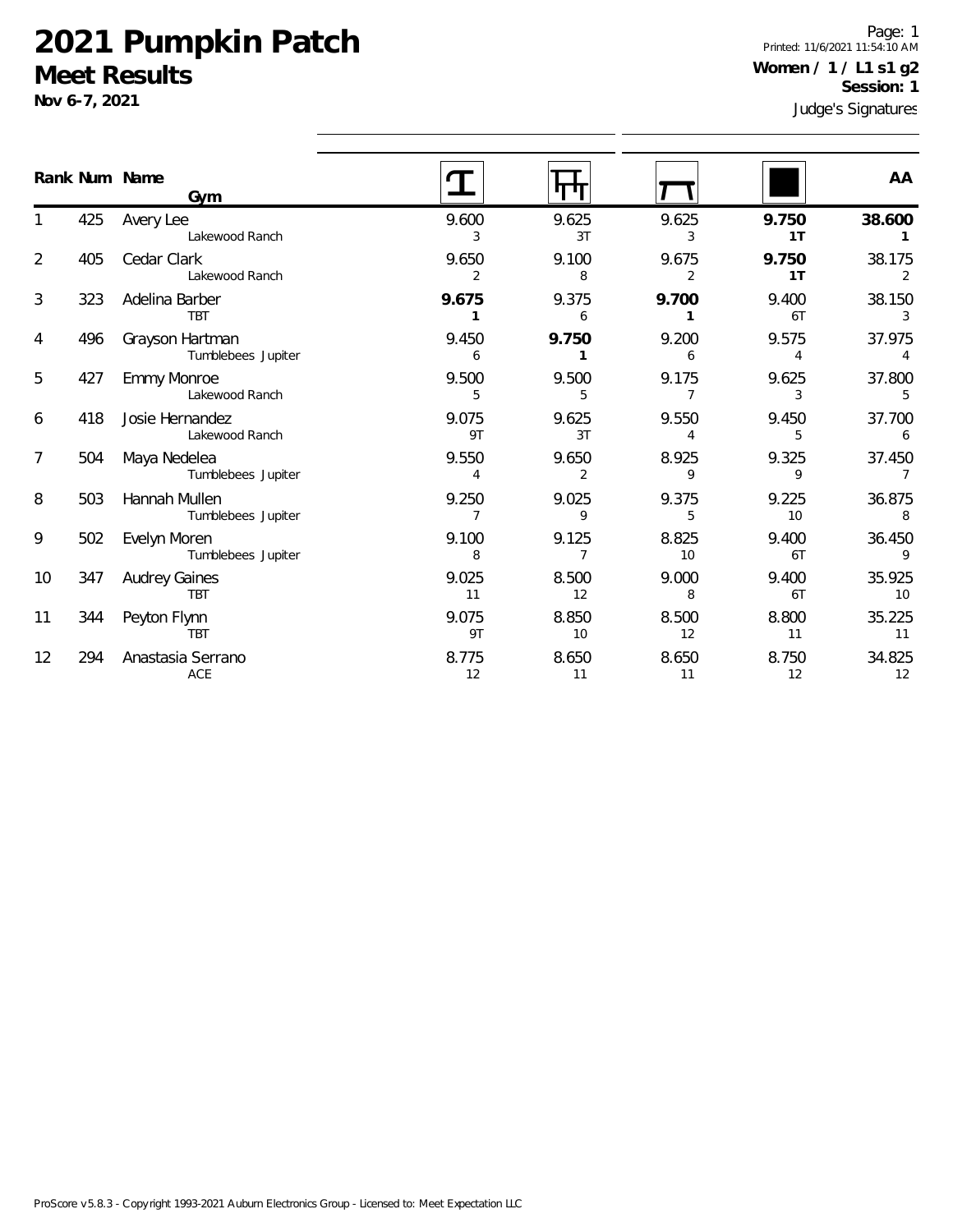# 2021 Pumpkin Patch

## Meet Results

**Nov 6-7, 2021**

Printed: 11/6/2021 11:54:10 AM

**Women / 1 / L1 s1 g2**

**Session: 1**

Judge's Signatures

| Rank | Num | Name / Gym | Vault | Bars | Beam | Floor | AA |
|---|---|---|---|---|---|---|---|
| 1 | 425 | Avery Lee<br>Lakewood Ranch | 9.600<br>3 | 9.625<br>3T | 9.625<br>3 | **9.750**<br>**1T** | **38.600**<br>**1** |
| 2 | 405 | Cedar Clark<br>Lakewood Ranch | 9.650<br>2 | 9.100<br>8 | 9.675<br>2 | **9.750**<br>**1T** | 38.175<br>2 |
| 3 | 323 | Adelina Barber<br>TBT | **9.675**<br>**1** | 9.375<br>6 | **9.700**<br>**1** | 9.400<br>6T | 38.150<br>3 |
| 4 | 496 | Grayson Hartman<br>Tumblebees Jupiter | 9.450<br>6 | **9.750**<br>**1** | 9.200<br>6 | 9.575<br>4 | 37.975<br>4 |
| 5 | 427 | Emmy Monroe<br>Lakewood Ranch | 9.500<br>5 | 9.500<br>5 | 9.175<br>7 | 9.625<br>3 | 37.800<br>5 |
| 6 | 418 | Josie Hernandez<br>Lakewood Ranch | 9.075<br>9T | 9.625<br>3T | 9.550<br>4 | 9.450<br>5 | 37.700<br>6 |
| 7 | 504 | Maya Nedelea<br>Tumblebees Jupiter | 9.550<br>4 | 9.650<br>2 | 8.925<br>9 | 9.325<br>9 | 37.450<br>7 |
| 8 | 503 | Hannah Mullen<br>Tumblebees Jupiter | 9.250<br>7 | 9.025<br>9 | 9.375<br>5 | 9.225<br>10 | 36.875<br>8 |
| 9 | 502 | Evelyn Moren<br>Tumblebees Jupiter | 9.100<br>8 | 9.125<br>7 | 8.825<br>10 | 9.400<br>6T | 36.450<br>9 |
| 10 | 347 | Audrey Gaines<br>TBT | 9.025<br>11 | 8.500<br>12 | 9.000<br>8 | 9.400<br>6T | 35.925<br>10 |
| 11 | 344 | Peyton Flynn<br>TBT | 9.075<br>9T | 8.850<br>10 | 8.500<br>12 | 8.800<br>11 | 35.225<br>11 |
| 12 | 294 | Anastasia Serrano<br>ACE | 8.775<br>12 | 8.650<br>11 | 8.650<br>11 | 8.750<br>12 | 34.825<br>12 |

ProScore v5.8.3 - Copyright 1993-2021 Auburn Electronics Group - Licensed to: Meet Expectation LLC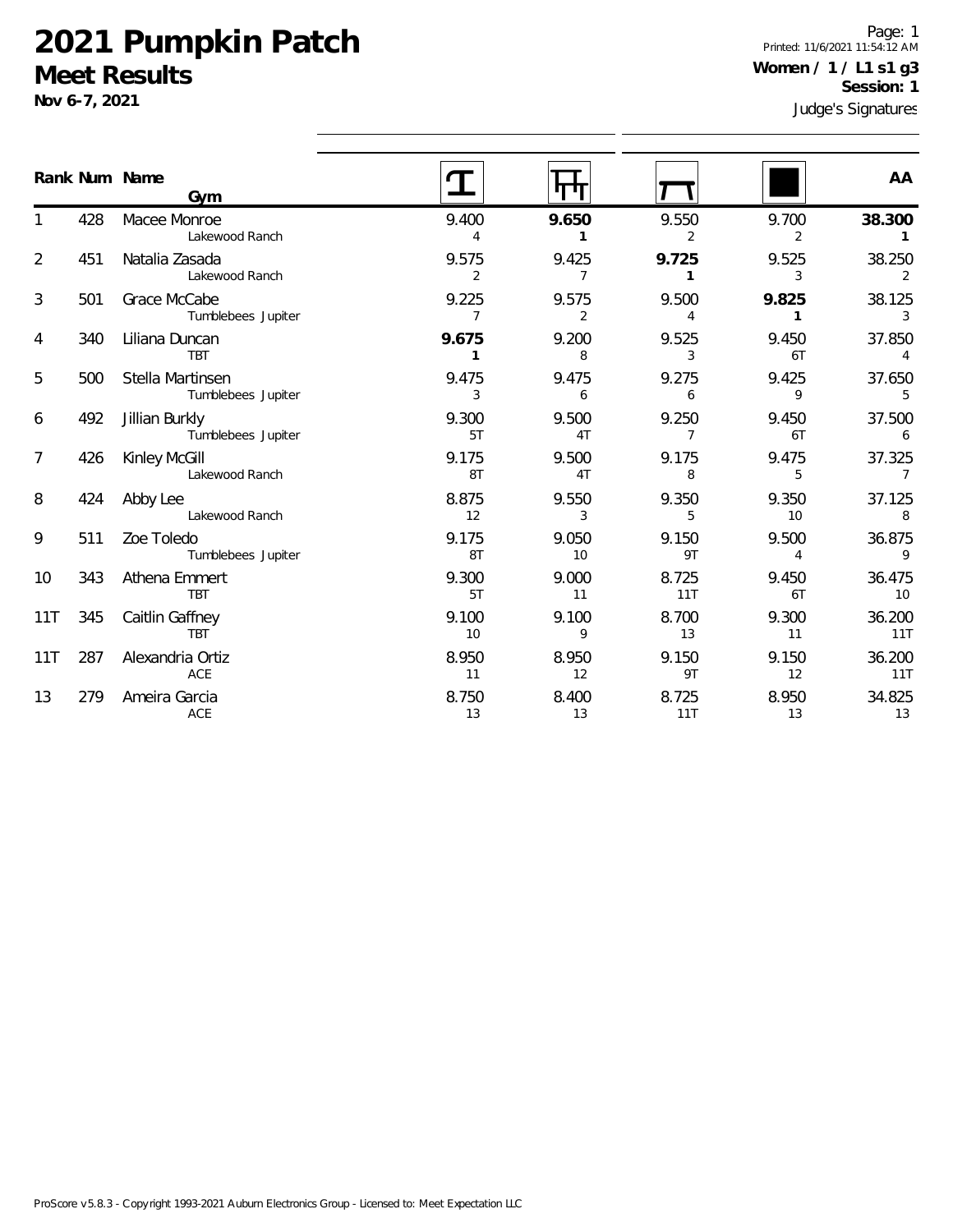# 2021 Pumpkin Patch

## Meet Results

**Nov 6-7, 2021**

Page: 1
Printed: 11/6/2021 11:54:12 AM

**Women / 1 / L1 s1 g3**
**Session: 1**

Judge's Signatures

| Rank | Num | Name / Gym | Vault | Bars | Beam | Floor | AA |
|---|---|---|---|---|---|---|---|
| 1 | 428 | Macee Monroe<br>Lakewood Ranch | 9.400<br>4 | **9.650**<br>**1** | 9.550<br>2 | 9.700<br>2 | **38.300**<br>**1** |
| 2 | 451 | Natalia Zasada<br>Lakewood Ranch | 9.575<br>2 | 9.425<br>7 | **9.725**<br>**1** | 9.525<br>3 | 38.250<br>2 |
| 3 | 501 | Grace McCabe<br>Tumblebees Jupiter | 9.225<br>7 | 9.575<br>2 | 9.500<br>4 | **9.825**<br>**1** | 38.125<br>3 |
| 4 | 340 | Liliana Duncan<br>TBT | **9.675**<br>**1** | 9.200<br>8 | 9.525<br>3 | 9.450<br>6T | 37.850<br>4 |
| 5 | 500 | Stella Martinsen<br>Tumblebees Jupiter | 9.475<br>3 | 9.475<br>6 | 9.275<br>6 | 9.425<br>9 | 37.650<br>5 |
| 6 | 492 | Jillian Burkly<br>Tumblebees Jupiter | 9.300<br>5T | 9.500<br>4T | 9.250<br>7 | 9.450<br>6T | 37.500<br>6 |
| 7 | 426 | Kinley McGill<br>Lakewood Ranch | 9.175<br>8T | 9.500<br>4T | 9.175<br>8 | 9.475<br>5 | 37.325<br>7 |
| 8 | 424 | Abby Lee<br>Lakewood Ranch | 8.875<br>12 | 9.550<br>3 | 9.350<br>5 | 9.350<br>10 | 37.125<br>8 |
| 9 | 511 | Zoe Toledo<br>Tumblebees Jupiter | 9.175<br>8T | 9.050<br>10 | 9.150<br>9T | 9.500<br>4 | 36.875<br>9 |
| 10 | 343 | Athena Emmert<br>TBT | 9.300<br>5T | 9.000<br>11 | 8.725<br>11T | 9.450<br>6T | 36.475<br>10 |
| 11T | 345 | Caitlin Gaffney<br>TBT | 9.100<br>10 | 9.100<br>9 | 8.700<br>13 | 9.300<br>11 | 36.200<br>11T |
| 11T | 287 | Alexandria Ortiz<br>ACE | 8.950<br>11 | 8.950<br>12 | 9.150<br>9T | 9.150<br>12 | 36.200<br>11T |
| 13 | 279 | Ameira Garcia<br>ACE | 8.750<br>13 | 8.400<br>13 | 8.725<br>11T | 8.950<br>13 | 34.825<br>13 |

ProScore v5.8.3 - Copyright 1993-2021 Auburn Electronics Group - Licensed to: Meet Expectation LLC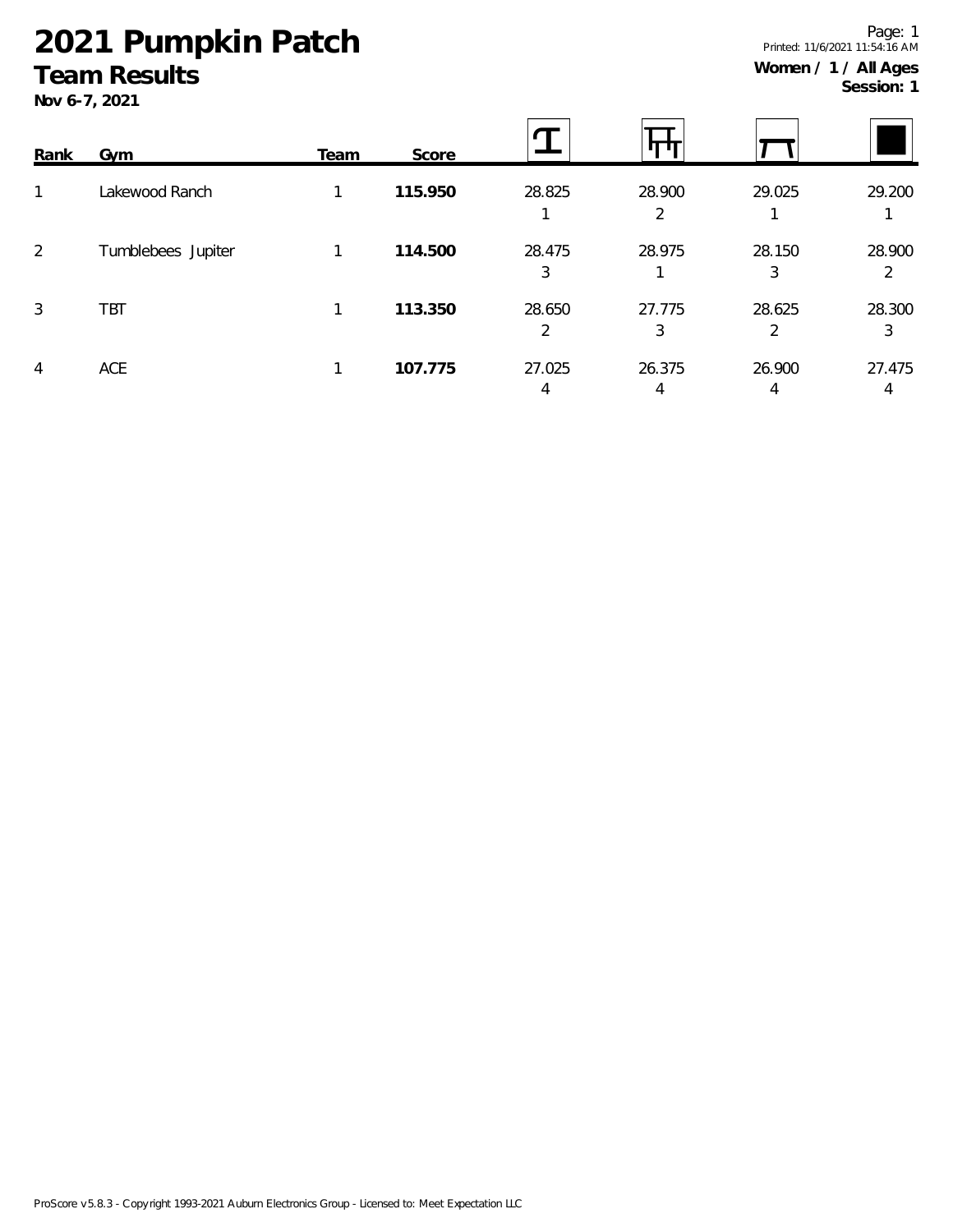# 2021 Pumpkin Patch

## Team Results

**Nov 6-7, 2021**

Printed: 11/6/2021 11:54:16 AM

**Women / 1 / All Ages**
**Session: 1**

| Rank | Gym | Team | Score | Vault | Bars | Beam | Floor |
|---|---|---|---|---|---|---|---|
| 1 | Lakewood Ranch | 1 | **115.950** | 28.825<br>1 | 28.900<br>2 | 29.025<br>1 | 29.200<br>1 |
| 2 | Tumblebees Jupiter | 1 | **114.500** | 28.475<br>3 | 28.975<br>1 | 28.150<br>3 | 28.900<br>2 |
| 3 | TBT | 1 | **113.350** | 28.650<br>2 | 27.775<br>3 | 28.625<br>2 | 28.300<br>3 |
| 4 | ACE | 1 | **107.775** | 27.025<br>4 | 26.375<br>4 | 26.900<br>4 | 27.475<br>4 |

ProScore v5.8.3 - Copyright 1993-2021 Auburn Electronics Group - Licensed to: Meet Expectation LLC